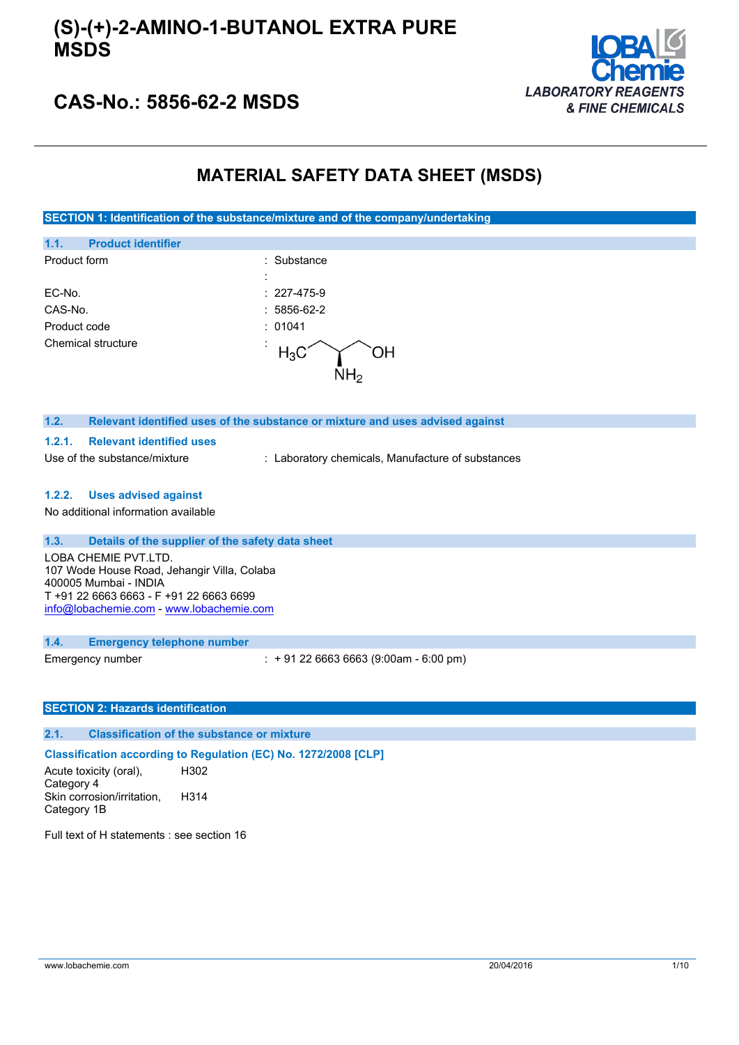# (S)-(+)-2-AMINO-1-BUTANOL EXTRA PURE MSDS

## CAS-No.: 5856-62-2 MSDS

LOBA Chemie
LABORATORY REAGENTS & FINE CHEMICALS

# MATERIAL SAFETY DATA SHEET (MSDS)

## SECTION 1: Identification of the substance/mixture and of the company/undertaking

### 1.1. Product identifier

| | |
|---|---|
| Product form | : Substance |
| | : |
| EC-No. | : 227-475-9 |
| CAS-No. | : 5856-62-2 |
| Product code | : 01041 |
| Chemical structure | : $H_3C$ ... OH, $NH_2$ |

### 1.2. Relevant identified uses of the substance or mixture and uses advised against

#### 1.2.1. Relevant identified uses

Use of the substance/mixture : Laboratory chemicals, Manufacture of substances

#### 1.2.2. Uses advised against

No additional information available

### 1.3. Details of the supplier of the safety data sheet

LOBA CHEMIE PVT.LTD.
107 Wode House Road, Jehangir Villa, Colaba
400005 Mumbai - INDIA
T +91 22 6663 6663 - F +91 22 6663 6699
info@lobachemie.com - www.lobachemie.com

### 1.4. Emergency telephone number

Emergency number : + 91 22 6663 6663 (9:00am - 6:00 pm)

## SECTION 2: Hazards identification

### 2.1. Classification of the substance or mixture

**Classification according to Regulation (EC) No. 1272/2008 [CLP]**

| | |
|---|---|
| Acute toxicity (oral), Category 4 | H302 |
| Skin corrosion/irritation, Category 1B | H314 |

Full text of H statements : see section 16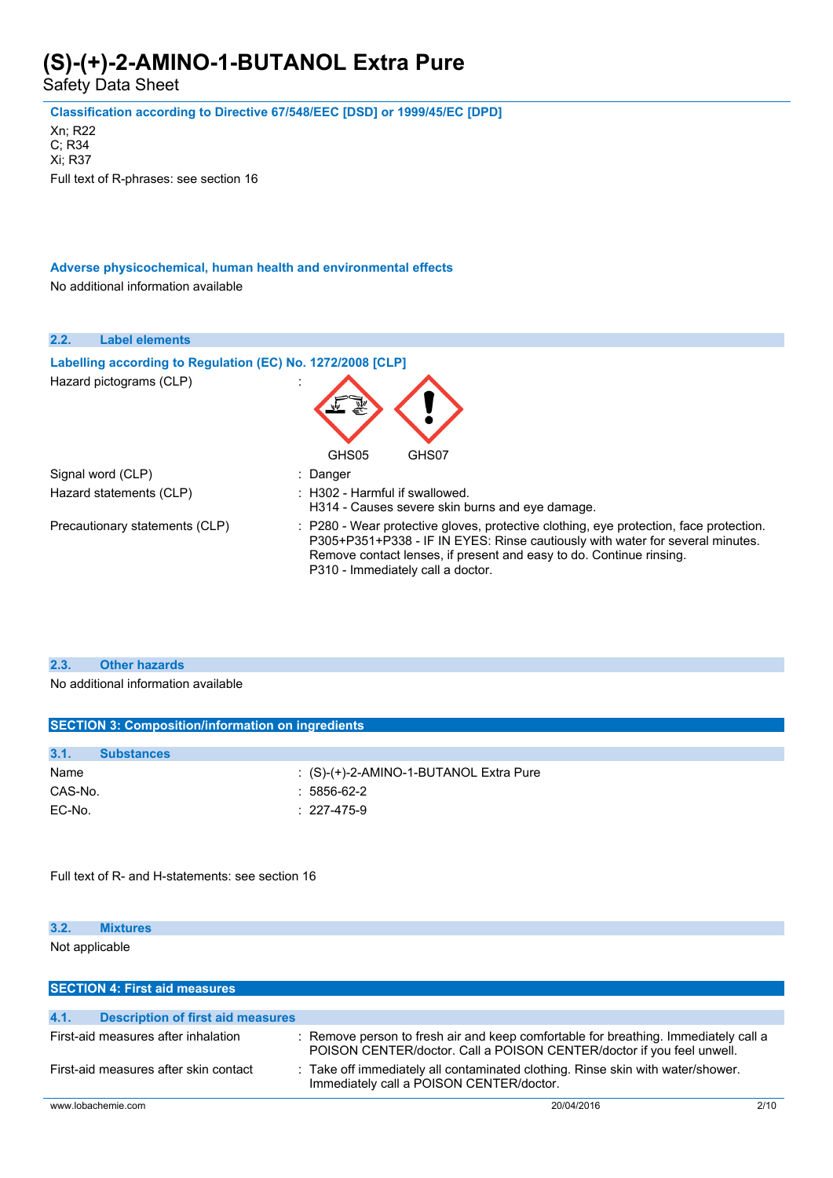**Classification according to Directive 67/548/EEC [DSD] or 1999/45/EC [DPD]**

Xn; R22
C; R34
Xi; R37

Full text of R-phrases: see section 16

**Adverse physicochemical, human health and environmental effects**

No additional information available

### 2.2. Label elements

**Labelling according to Regulation (EC) No. 1272/2008 [CLP]**

| | |
|---|---|
| Hazard pictograms (CLP) | : GHS05 GHS07 |
| Signal word (CLP) | : Danger |
| Hazard statements (CLP) | : H302 - Harmful if swallowed.<br>H314 - Causes severe skin burns and eye damage. |
| Precautionary statements (CLP) | : P280 - Wear protective gloves, protective clothing, eye protection, face protection.<br>P305+P351+P338 - IF IN EYES: Rinse cautiously with water for several minutes. Remove contact lenses, if present and easy to do. Continue rinsing.<br>P310 - Immediately call a doctor. |

### 2.3. Other hazards

No additional information available

## SECTION 3: Composition/information on ingredients

### 3.1. Substances

| | |
|---|---|
| Name | : (S)-(+)-2-AMINO-1-BUTANOL Extra Pure |
| CAS-No. | : 5856-62-2 |
| EC-No. | : 227-475-9 |

Full text of R- and H-statements: see section 16

### 3.2. Mixtures

Not applicable

## SECTION 4: First aid measures

### 4.1. Description of first aid measures

| | |
|---|---|
| First-aid measures after inhalation | : Remove person to fresh air and keep comfortable for breathing. Immediately call a POISON CENTER/doctor. Call a POISON CENTER/doctor if you feel unwell. |
| First-aid measures after skin contact | : Take off immediately all contaminated clothing. Rinse skin with water/shower. Immediately call a POISON CENTER/doctor. |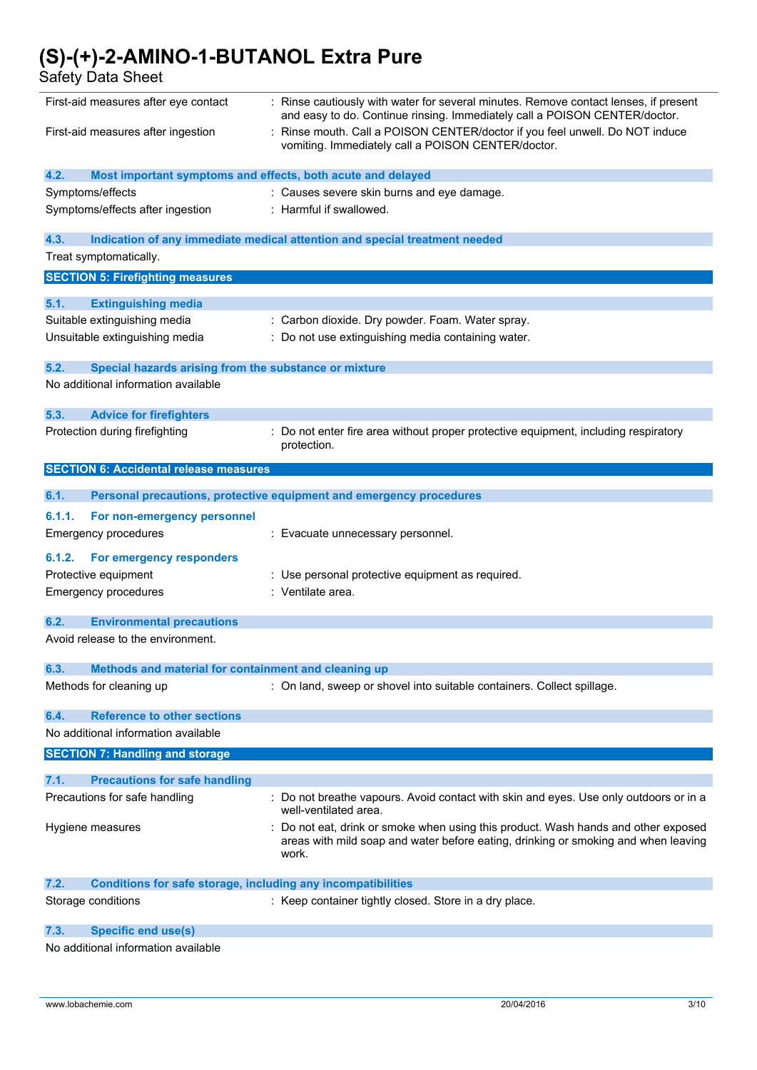| | |
|---|---|
| First-aid measures after eye contact | : Rinse cautiously with water for several minutes. Remove contact lenses, if present and easy to do. Continue rinsing. Immediately call a POISON CENTER/doctor. |
| First-aid measures after ingestion | : Rinse mouth. Call a POISON CENTER/doctor if you feel unwell. Do NOT induce vomiting. Immediately call a POISON CENTER/doctor. |

### 4.2. Most important symptoms and effects, both acute and delayed

| | |
|---|---|
| Symptoms/effects | : Causes severe skin burns and eye damage. |
| Symptoms/effects after ingestion | : Harmful if swallowed. |

### 4.3. Indication of any immediate medical attention and special treatment needed

Treat symptomatically.

## SECTION 5: Firefighting measures

### 5.1. Extinguishing media

| | |
|---|---|
| Suitable extinguishing media | : Carbon dioxide. Dry powder. Foam. Water spray. |
| Unsuitable extinguishing media | : Do not use extinguishing media containing water. |

### 5.2. Special hazards arising from the substance or mixture

No additional information available

### 5.3. Advice for firefighters

| | |
|---|---|
| Protection during firefighting | : Do not enter fire area without proper protective equipment, including respiratory protection. |

## SECTION 6: Accidental release measures

### 6.1. Personal precautions, protective equipment and emergency procedures

#### 6.1.1. For non-emergency personnel

| | |
|---|---|
| Emergency procedures | : Evacuate unnecessary personnel. |

#### 6.1.2. For emergency responders

| | |
|---|---|
| Protective equipment | : Use personal protective equipment as required. |
| Emergency procedures | : Ventilate area. |

### 6.2. Environmental precautions

Avoid release to the environment.

### 6.3. Methods and material for containment and cleaning up

| | |
|---|---|
| Methods for cleaning up | : On land, sweep or shovel into suitable containers. Collect spillage. |

### 6.4. Reference to other sections

No additional information available

## SECTION 7: Handling and storage

### 7.1. Precautions for safe handling

| | |
|---|---|
| Precautions for safe handling | : Do not breathe vapours. Avoid contact with skin and eyes. Use only outdoors or in a well-ventilated area. |
| Hygiene measures | : Do not eat, drink or smoke when using this product. Wash hands and other exposed areas with mild soap and water before eating, drinking or smoking and when leaving work. |

### 7.2. Conditions for safe storage, including any incompatibilities

| | |
|---|---|
| Storage conditions | : Keep container tightly closed. Store in a dry place. |

### 7.3. Specific end use(s)

No additional information available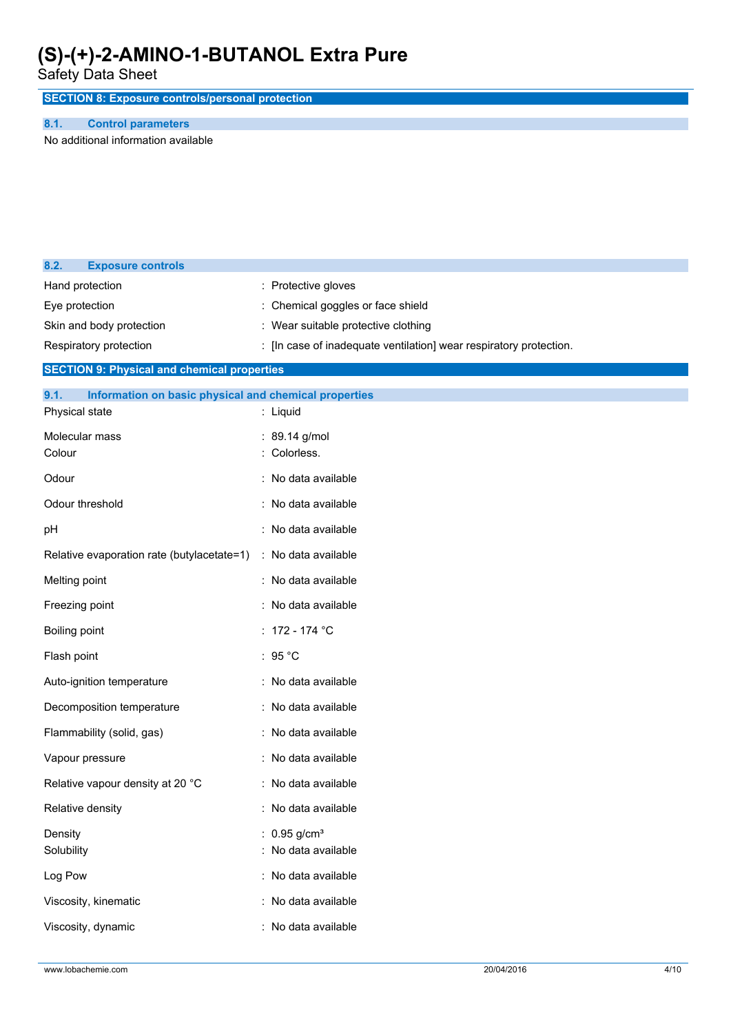## SECTION 8: Exposure controls/personal protection

### 8.1. Control parameters

No additional information available

### 8.2. Exposure controls

| | |
|---|---|
| Hand protection | : Protective gloves |
| Eye protection | : Chemical goggles or face shield |
| Skin and body protection | : Wear suitable protective clothing |
| Respiratory protection | : [In case of inadequate ventilation] wear respiratory protection. |

## SECTION 9: Physical and chemical properties

### 9.1. Information on basic physical and chemical properties

| | |
|---|---|
| Physical state | : Liquid |
| Molecular mass | : 89.14 g/mol |
| Colour | : Colorless. |
| Odour | : No data available |
| Odour threshold | : No data available |
| pH | : No data available |
| Relative evaporation rate (butylacetate=1) | : No data available |
| Melting point | : No data available |
| Freezing point | : No data available |
| Boiling point | : 172 - 174 °C |
| Flash point | : 95 °C |
| Auto-ignition temperature | : No data available |
| Decomposition temperature | : No data available |
| Flammability (solid, gas) | : No data available |
| Vapour pressure | : No data available |
| Relative vapour density at 20 °C | : No data available |
| Relative density | : No data available |
| Density | : 0.95 g/cm³ |
| Solubility | : No data available |
| Log Pow | : No data available |
| Viscosity, kinematic | : No data available |
| Viscosity, dynamic | : No data available |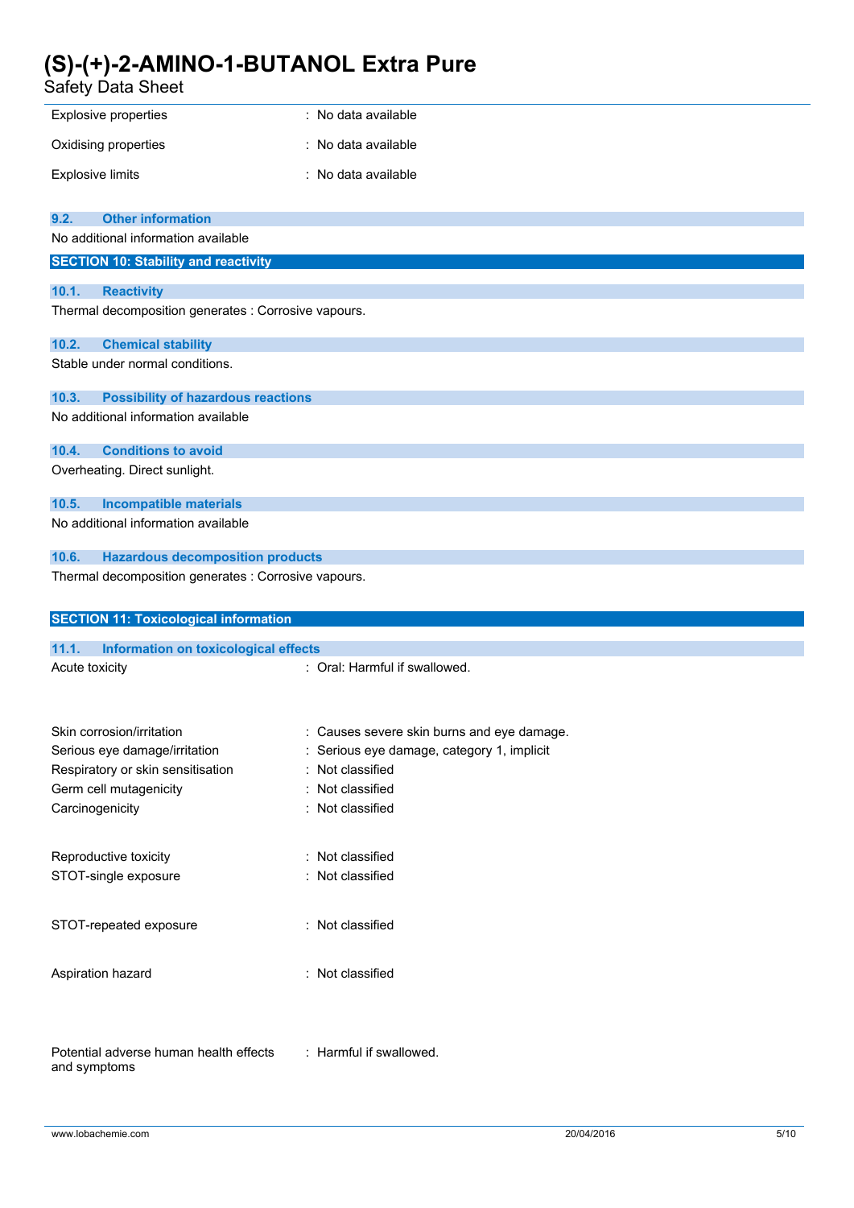| | |
|---|---|
| Explosive properties | : No data available |
| Oxidising properties | : No data available |
| Explosive limits | : No data available |

### 9.2. Other information

No additional information available

## SECTION 10: Stability and reactivity

### 10.1. Reactivity

Thermal decomposition generates : Corrosive vapours.

### 10.2. Chemical stability

Stable under normal conditions.

### 10.3. Possibility of hazardous reactions

No additional information available

### 10.4. Conditions to avoid

Overheating. Direct sunlight.

### 10.5. Incompatible materials

No additional information available

### 10.6. Hazardous decomposition products

Thermal decomposition generates : Corrosive vapours.

## SECTION 11: Toxicological information

### 11.1. Information on toxicological effects

| | |
|---|---|
| Acute toxicity | : Oral: Harmful if swallowed. |
| Skin corrosion/irritation | : Causes severe skin burns and eye damage. |
| Serious eye damage/irritation | : Serious eye damage, category 1, implicit |
| Respiratory or skin sensitisation | : Not classified |
| Germ cell mutagenicity | : Not classified |
| Carcinogenicity | : Not classified |
| Reproductive toxicity | : Not classified |
| STOT-single exposure | : Not classified |
| STOT-repeated exposure | : Not classified |
| Aspiration hazard | : Not classified |
| Potential adverse human health effects and symptoms | : Harmful if swallowed. |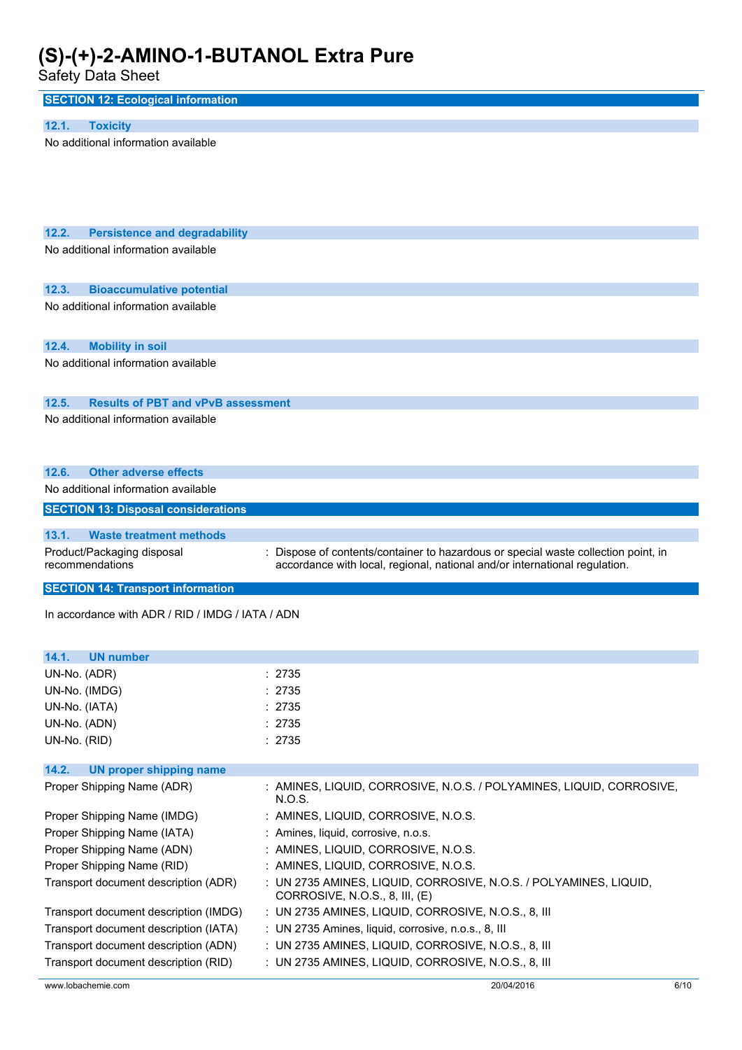## SECTION 12: Ecological information

### 12.1. Toxicity

No additional information available

### 12.2. Persistence and degradability

No additional information available

### 12.3. Bioaccumulative potential

No additional information available

### 12.4. Mobility in soil

No additional information available

### 12.5. Results of PBT and vPvB assessment

No additional information available

### 12.6. Other adverse effects

No additional information available

## SECTION 13: Disposal considerations

### 13.1. Waste treatment methods

| | |
|---|---|
| Product/Packaging disposal recommendations | : Dispose of contents/container to hazardous or special waste collection point, in accordance with local, regional, national and/or international regulation. |

## SECTION 14: Transport information

In accordance with ADR / RID / IMDG / IATA / ADN

### 14.1. UN number

| | |
|---|---|
| UN-No. (ADR) | : 2735 |
| UN-No. (IMDG) | : 2735 |
| UN-No. (IATA) | : 2735 |
| UN-No. (ADN) | : 2735 |
| UN-No. (RID) | : 2735 |

### 14.2. UN proper shipping name

| | |
|---|---|
| Proper Shipping Name (ADR) | : AMINES, LIQUID, CORROSIVE, N.O.S. / POLYAMINES, LIQUID, CORROSIVE, N.O.S. |
| Proper Shipping Name (IMDG) | : AMINES, LIQUID, CORROSIVE, N.O.S. |
| Proper Shipping Name (IATA) | : Amines, liquid, corrosive, n.o.s. |
| Proper Shipping Name (ADN) | : AMINES, LIQUID, CORROSIVE, N.O.S. |
| Proper Shipping Name (RID) | : AMINES, LIQUID, CORROSIVE, N.O.S. |
| Transport document description (ADR) | : UN 2735 AMINES, LIQUID, CORROSIVE, N.O.S. / POLYAMINES, LIQUID, CORROSIVE, N.O.S., 8, III, (E) |
| Transport document description (IMDG) | : UN 2735 AMINES, LIQUID, CORROSIVE, N.O.S., 8, III |
| Transport document description (IATA) | : UN 2735 Amines, liquid, corrosive, n.o.s., 8, III |
| Transport document description (ADN) | : UN 2735 AMINES, LIQUID, CORROSIVE, N.O.S., 8, III |
| Transport document description (RID) | : UN 2735 AMINES, LIQUID, CORROSIVE, N.O.S., 8, III |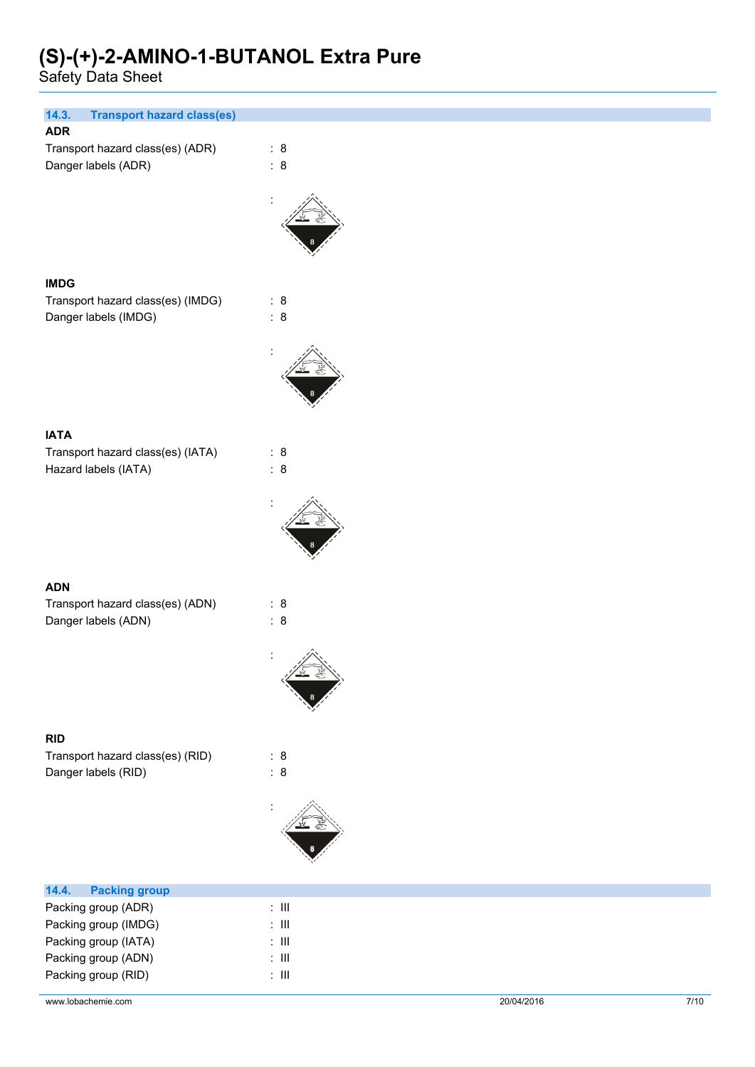### 14.3. Transport hazard class(es)

**ADR**

Transport hazard class(es) (ADR) : 8

Danger labels (ADR) : 8

:

**IMDG**

Transport hazard class(es) (IMDG) : 8

Danger labels (IMDG) : 8

:

**IATA**

Transport hazard class(es) (IATA) : 8

Hazard labels (IATA) : 8

:

**ADN**

Transport hazard class(es) (ADN) : 8

Danger labels (ADN) : 8

:

**RID**

Transport hazard class(es) (RID) : 8

Danger labels (RID) : 8

:

### 14.4. Packing group

Packing group (ADR) : III

Packing group (IMDG) : III

Packing group (IATA) : III

Packing group (ADN) : III

Packing group (RID) : III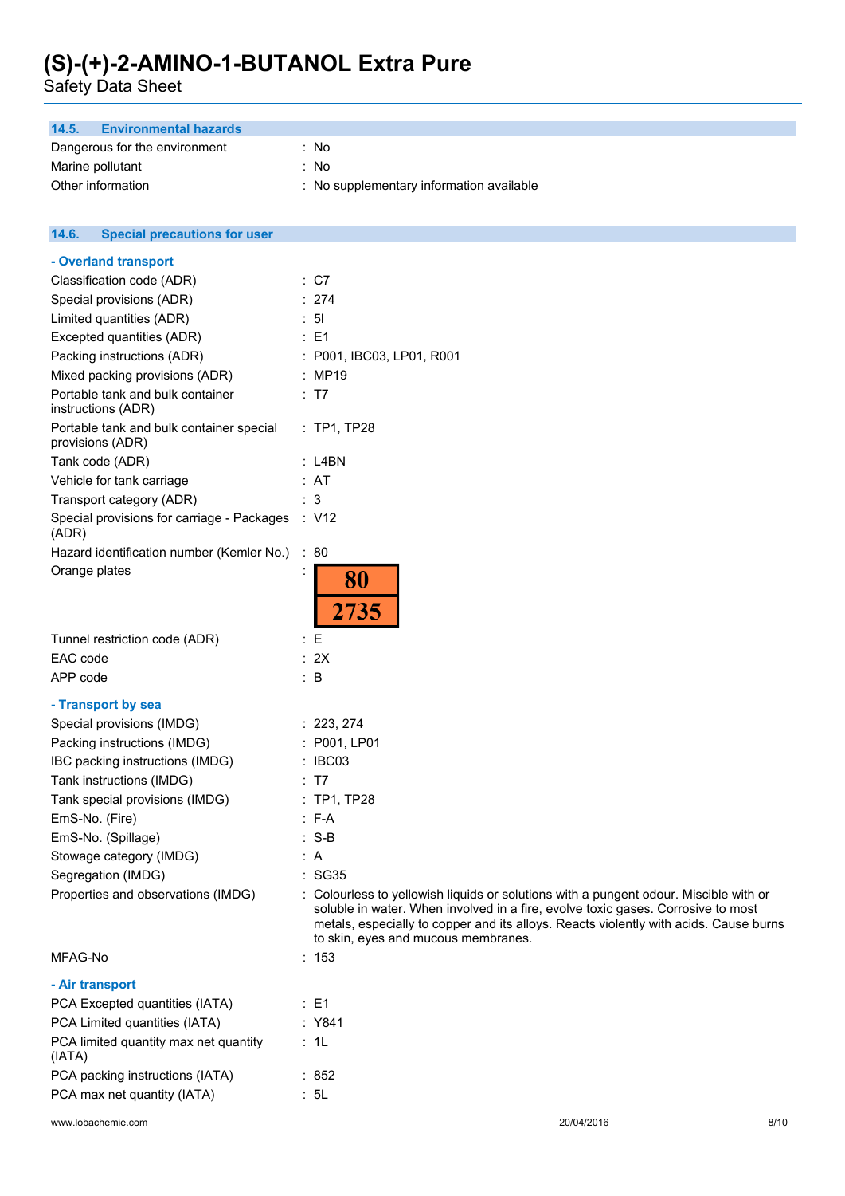### 14.5. Environmental hazards

| | |
|---|---|
| Dangerous for the environment | : No |
| Marine pollutant | : No |
| Other information | : No supplementary information available |

### 14.6. Special precautions for user

**- Overland transport**

| | |
|---|---|
| Classification code (ADR) | : C7 |
| Special provisions (ADR) | : 274 |
| Limited quantities (ADR) | : 5l |
| Excepted quantities (ADR) | : E1 |
| Packing instructions (ADR) | : P001, IBC03, LP01, R001 |
| Mixed packing provisions (ADR) | : MP19 |
| Portable tank and bulk container instructions (ADR) | : T7 |
| Portable tank and bulk container special provisions (ADR) | : TP1, TP28 |
| Tank code (ADR) | : L4BN |
| Vehicle for tank carriage | : AT |
| Transport category (ADR) | : 3 |
| Special provisions for carriage - Packages (ADR) | : V12 |
| Hazard identification number (Kemler No.) | : 80 |
| Orange plates | : 80 / 2735 |
| Tunnel restriction code (ADR) | : E |
| EAC code | : 2X |
| APP code | : B |

**- Transport by sea**

| | |
|---|---|
| Special provisions (IMDG) | : 223, 274 |
| Packing instructions (IMDG) | : P001, LP01 |
| IBC packing instructions (IMDG) | : IBC03 |
| Tank instructions (IMDG) | : T7 |
| Tank special provisions (IMDG) | : TP1, TP28 |
| EmS-No. (Fire) | : F-A |
| EmS-No. (Spillage) | : S-B |
| Stowage category (IMDG) | : A |
| Segregation (IMDG) | : SG35 |
| Properties and observations (IMDG) | : Colourless to yellowish liquids or solutions with a pungent odour. Miscible with or soluble in water. When involved in a fire, evolve toxic gases. Corrosive to most metals, especially to copper and its alloys. Reacts violently with acids. Cause burns to skin, eyes and mucous membranes. |
| MFAG-No | : 153 |

**- Air transport**

| | |
|---|---|
| PCA Excepted quantities (IATA) | : E1 |
| PCA Limited quantities (IATA) | : Y841 |
| PCA limited quantity max net quantity (IATA) | : 1L |
| PCA packing instructions (IATA) | : 852 |
| PCA max net quantity (IATA) | : 5L |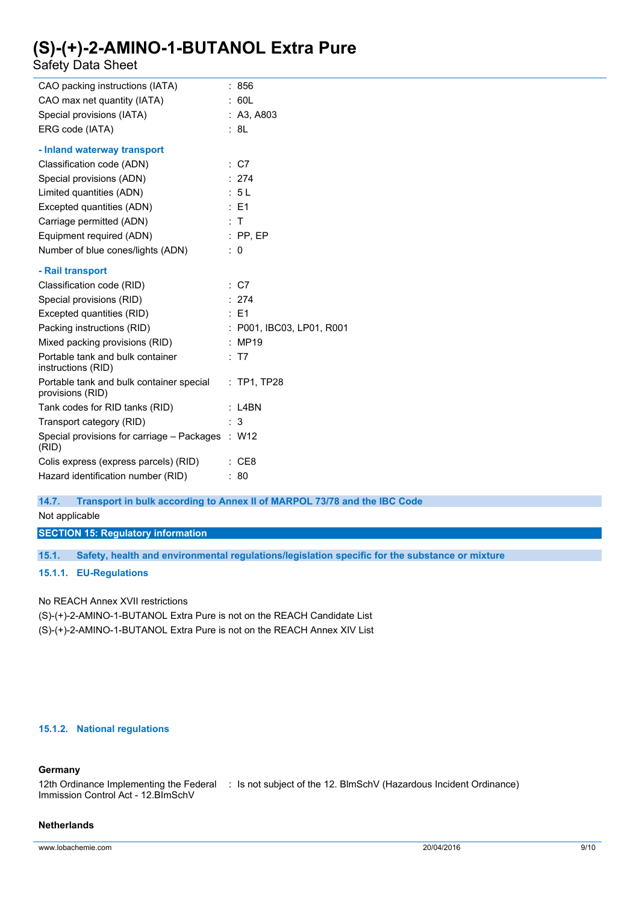| | |
|---|---|
| CAO packing instructions (IATA) | : 856 |
| CAO max net quantity (IATA) | : 60L |
| Special provisions (IATA) | : A3, A803 |
| ERG code (IATA) | : 8L |

**- Inland waterway transport**

| | |
|---|---|
| Classification code (ADN) | : C7 |
| Special provisions (ADN) | : 274 |
| Limited quantities (ADN) | : 5 L |
| Excepted quantities (ADN) | : E1 |
| Carriage permitted (ADN) | : T |
| Equipment required (ADN) | : PP, EP |
| Number of blue cones/lights (ADN) | : 0 |

**- Rail transport**

| | |
|---|---|
| Classification code (RID) | : C7 |
| Special provisions (RID) | : 274 |
| Excepted quantities (RID) | : E1 |
| Packing instructions (RID) | : P001, IBC03, LP01, R001 |
| Mixed packing provisions (RID) | : MP19 |
| Portable tank and bulk container instructions (RID) | : T7 |
| Portable tank and bulk container special provisions (RID) | : TP1, TP28 |
| Tank codes for RID tanks (RID) | : L4BN |
| Transport category (RID) | : 3 |
| Special provisions for carriage – Packages (RID) | : W12 |
| Colis express (express parcels) (RID) | : CE8 |
| Hazard identification number (RID) | : 80 |

### 14.7. Transport in bulk according to Annex II of MARPOL 73/78 and the IBC Code

Not applicable

## SECTION 15: Regulatory information

### 15.1. Safety, health and environmental regulations/legislation specific for the substance or mixture

#### 15.1.1. EU-Regulations

No REACH Annex XVII restrictions

(S)-(+)-2-AMINO-1-BUTANOL Extra Pure is not on the REACH Candidate List

(S)-(+)-2-AMINO-1-BUTANOL Extra Pure is not on the REACH Annex XIV List

#### 15.1.2. National regulations

**Germany**

| | |
|---|---|
| 12th Ordinance Implementing the Federal Immission Control Act - 12.BImSchV | : Is not subject of the 12. BlmSchV (Hazardous Incident Ordinance) |

**Netherlands**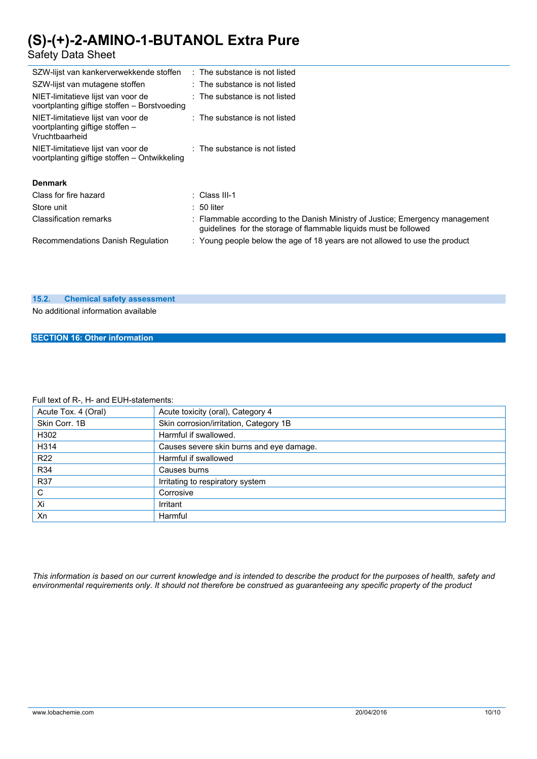| | |
|---|---|
| SZW-lijst van kankerverwekkende stoffen | : The substance is not listed |
| SZW-lijst van mutagene stoffen | : The substance is not listed |
| NIET-limitatieve lijst van voor de voortplanting giftige stoffen – Borstvoeding | : The substance is not listed |
| NIET-limitatieve lijst van voor de voortplanting giftige stoffen – Vruchtbaarheid | : The substance is not listed |
| NIET-limitatieve lijst van voor de voortplanting giftige stoffen – Ontwikkeling | : The substance is not listed |

**Denmark**

| | |
|---|---|
| Class for fire hazard | : Class III-1 |
| Store unit | : 50 liter |
| Classification remarks | : Flammable according to the Danish Ministry of Justice; Emergency management guidelines for the storage of flammable liquids must be followed |
| Recommendations Danish Regulation | : Young people below the age of 18 years are not allowed to use the product |

### 15.2. Chemical safety assessment

No additional information available

## SECTION 16: Other information

Full text of R-, H- and EUH-statements:

| | |
|---|---|
| Acute Tox. 4 (Oral) | Acute toxicity (oral), Category 4 |
| Skin Corr. 1B | Skin corrosion/irritation, Category 1B |
| H302 | Harmful if swallowed. |
| H314 | Causes severe skin burns and eye damage. |
| R22 | Harmful if swallowed |
| R34 | Causes burns |
| R37 | Irritating to respiratory system |
| C | Corrosive |
| Xi | Irritant |
| Xn | Harmful |

*This information is based on our current knowledge and is intended to describe the product for the purposes of health, safety and environmental requirements only. It should not therefore be construed as guaranteeing any specific property of the product*